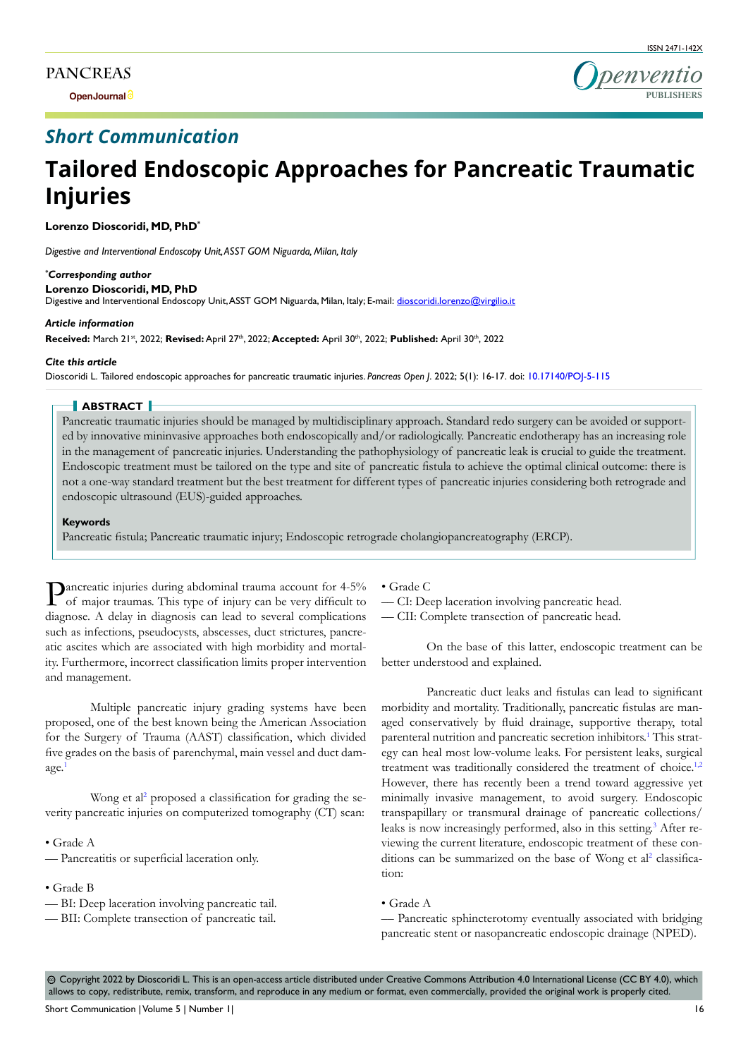## Short Communication

# Tailored Endoscopic Approaches for Pancreatic Traumatic Injuries

**Lorenzo Dioscoridi, MD, PhD***

*Digestive and Interventional Endoscopy Unit, ASST GOM Niguarda, Milan, Italy*

***Corresponding author***
**Lorenzo Dioscoridi, MD, PhD**
Digestive and Interventional Endoscopy Unit, ASST GOM Niguarda, Milan, Italy; E-mail: dioscoridi.lorenzo@virgilio.it

***Article information***
**Received:** March 21st, 2022; **Revised:** April 27th, 2022; **Accepted:** April 30th, 2022; **Published:** April 30th, 2022

***Cite this article***
Dioscoridi L. Tailored endoscopic approaches for pancreatic traumatic injuries. *Pancreas Open J*. 2022; 5(1): 16-17. doi: 10.17140/POJ-5-115

## ABSTRACT

Pancreatic traumatic injuries should be managed by multidisciplinary approach. Standard redo surgery can be avoided or supported by innovative mininvasive approaches both endoscopically and/or radiologically. Pancreatic endotherapy has an increasing role in the management of pancreatic injuries. Understanding the pathophysiology of pancreatic leak is crucial to guide the treatment. Endoscopic treatment must be tailored on the type and site of pancreatic fistula to achieve the optimal clinical outcome: there is not a one-way standard treatment but the best treatment for different types of pancreatic injuries considering both retrograde and endoscopic ultrasound (EUS)-guided approaches.

**Keywords**

Pancreatic fistula; Pancreatic traumatic injury; Endoscopic retrograde cholangiopancreatography (ERCP).

Pancreatic injuries during abdominal trauma account for 4-5% of major traumas. This type of injury can be very difficult to diagnose. A delay in diagnosis can lead to several complications such as infections, pseudocysts, abscesses, duct strictures, pancreatic ascites which are associated with high morbidity and mortality. Furthermore, incorrect classification limits proper intervention and management.

Multiple pancreatic injury grading systems have been proposed, one of the best known being the American Association for the Surgery of Trauma (AAST) classification, which divided five grades on the basis of parenchymal, main vessel and duct damage.[1]

Wong et al[2] proposed a classification for grading the severity pancreatic injuries on computerized tomography (CT) scan:

- Grade A
  — Pancreatitis or superficial laceration only.

- Grade B
  — BI: Deep laceration involving pancreatic tail.
  — BII: Complete transection of pancreatic tail.

- Grade C
  — CI: Deep laceration involving pancreatic head.
  — CII: Complete transection of pancreatic head.

On the base of this latter, endoscopic treatment can be better understood and explained.

Pancreatic duct leaks and fistulas can lead to significant morbidity and mortality. Traditionally, pancreatic fistulas are managed conservatively by fluid drainage, supportive therapy, total parenteral nutrition and pancreatic secretion inhibitors.[1] This strategy can heal most low-volume leaks. For persistent leaks, surgical treatment was traditionally considered the treatment of choice.[1,2] However, there has recently been a trend toward aggressive yet minimally invasive management, to avoid surgery. Endoscopic transpapillary or transmural drainage of pancreatic collections/leaks is now increasingly performed, also in this setting.[3] After reviewing the current literature, endoscopic treatment of these conditions can be summarized on the base of Wong et al[2] classification:

- Grade A
  — Pancreatic sphincterotomy eventually associated with bridging pancreatic stent or nasopancreatic endoscopic drainage (NPED).

© Copyright 2022 by Dioscoridi L. This is an open-access article distributed under Creative Commons Attribution 4.0 International License (CC BY 4.0), which allows to copy, redistribute, remix, transform, and reproduce in any medium or format, even commercially, provided the original work is properly cited.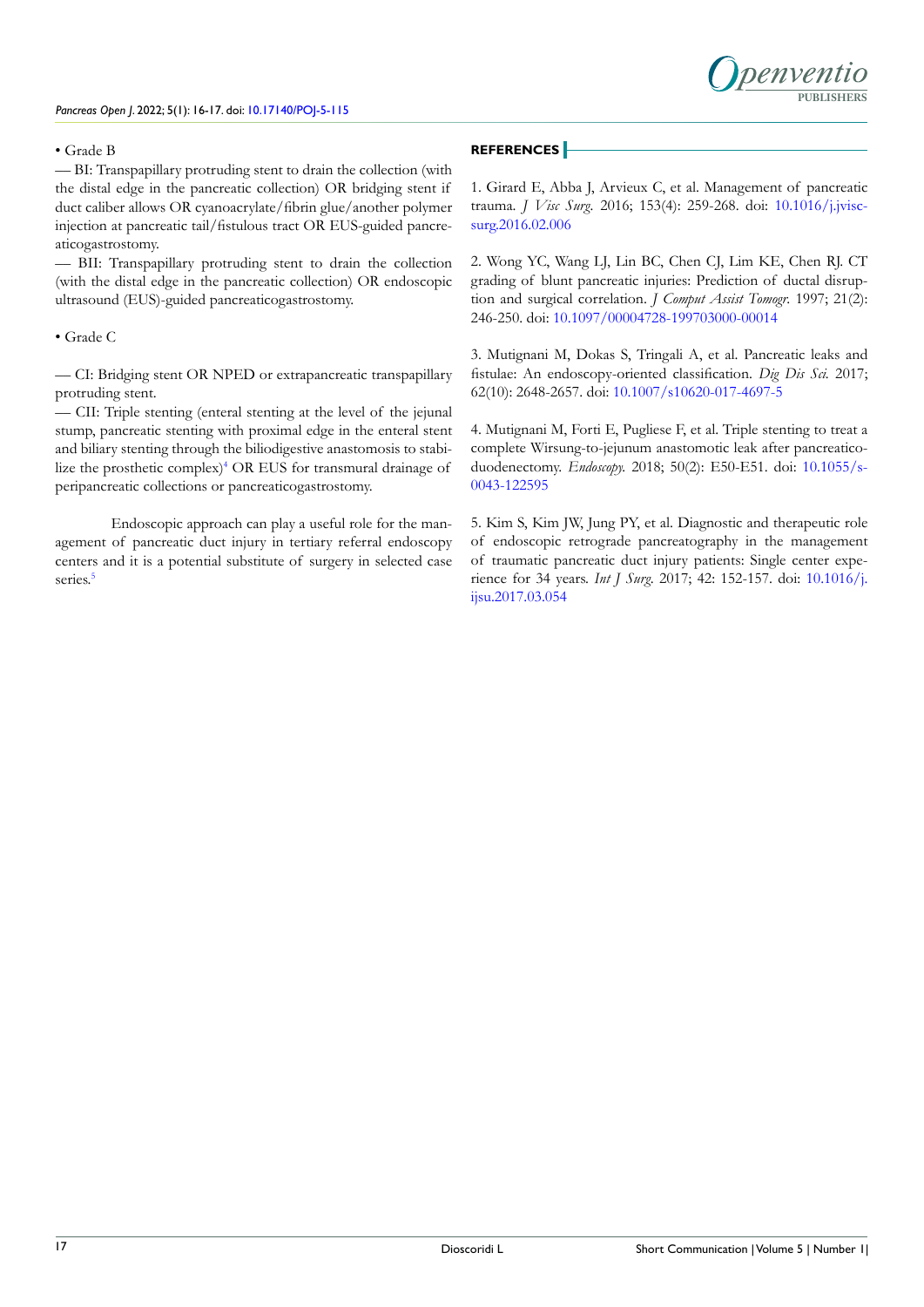• Grade B

— BI: Transpapillary protruding stent to drain the collection (with the distal edge in the pancreatic collection) OR bridging stent if duct caliber allows OR cyanoacrylate/fibrin glue/another polymer injection at pancreatic tail/fistulous tract OR EUS-guided pancreaticogastrostomy.

— BII: Transpapillary protruding stent to drain the collection (with the distal edge in the pancreatic collection) OR endoscopic ultrasound (EUS)-guided pancreaticogastrostomy.

• Grade C

— CI: Bridging stent OR NPED or extrapancreatic transpapillary protruding stent.

— CII: Triple stenting (enteral stenting at the level of the jejunal stump, pancreatic stenting with proximal edge in the enteral stent and biliary stenting through the biliodigestive anastomosis to stabilize the prosthetic complex)[4] OR EUS for transmural drainage of peripancreatic collections or pancreaticogastrostomy.

Endoscopic approach can play a useful role for the management of pancreatic duct injury in tertiary referral endoscopy centers and it is a potential substitute of surgery in selected case series.[5]

## REFERENCES

1. Girard E, Abba J, Arvieux C, et al. Management of pancreatic trauma. *J Visc Surg.* 2016; 153(4): 259-268. doi: 10.1016/j.jviscsurg.2016.02.006

2. Wong YC, Wang LJ, Lin BC, Chen CJ, Lim KE, Chen RJ. CT grading of blunt pancreatic injuries: Prediction of ductal disruption and surgical correlation. *J Comput Assist Tomogr.* 1997; 21(2): 246-250. doi: 10.1097/00004728-199703000-00014

3. Mutignani M, Dokas S, Tringali A, et al. Pancreatic leaks and fistulae: An endoscopy-oriented classification. *Dig Dis Sci.* 2017; 62(10): 2648-2657. doi: 10.1007/s10620-017-4697-5

4. Mutignani M, Forti E, Pugliese F, et al. Triple stenting to treat a complete Wirsung-to-jejunum anastomotic leak after pancreaticoduodenectomy. *Endoscopy.* 2018; 50(2): E50-E51. doi: 10.1055/s-0043-122595

5. Kim S, Kim JW, Jung PY, et al. Diagnostic and therapeutic role of endoscopic retrograde pancreatography in the management of traumatic pancreatic duct injury patients: Single center experience for 34 years. *Int J Surg.* 2017; 42: 152-157. doi: 10.1016/j.ijsu.2017.03.054